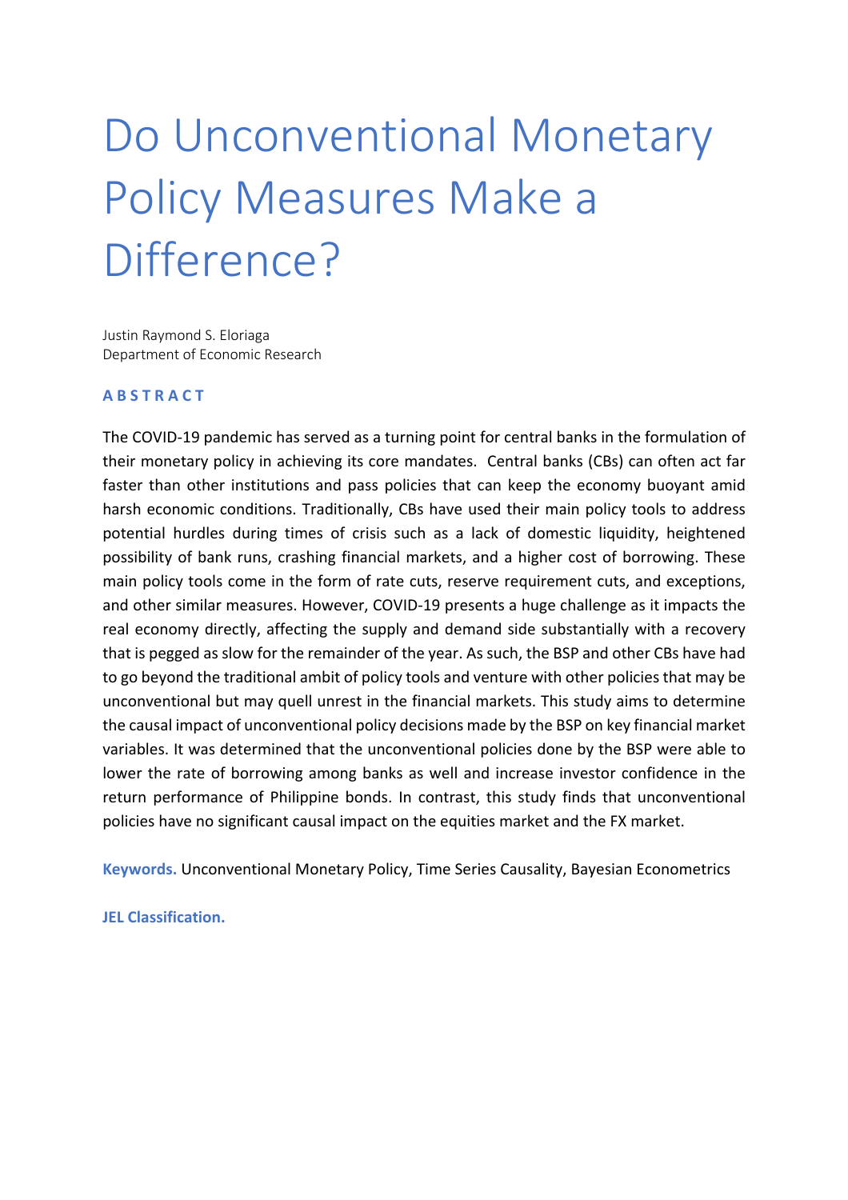# Do Unconventional Monetary Policy Measures Make a Difference?

Justin Raymond S. Eloriaga
Department of Economic Research

**ABSTRACT**

The COVID-19 pandemic has served as a turning point for central banks in the formulation of their monetary policy in achieving its core mandates. Central banks (CBs) can often act far faster than other institutions and pass policies that can keep the economy buoyant amid harsh economic conditions. Traditionally, CBs have used their main policy tools to address potential hurdles during times of crisis such as a lack of domestic liquidity, heightened possibility of bank runs, crashing financial markets, and a higher cost of borrowing. These main policy tools come in the form of rate cuts, reserve requirement cuts, and exceptions, and other similar measures. However, COVID-19 presents a huge challenge as it impacts the real economy directly, affecting the supply and demand side substantially with a recovery that is pegged as slow for the remainder of the year. As such, the BSP and other CBs have had to go beyond the traditional ambit of policy tools and venture with other policies that may be unconventional but may quell unrest in the financial markets. This study aims to determine the causal impact of unconventional policy decisions made by the BSP on key financial market variables. It was determined that the unconventional policies done by the BSP were able to lower the rate of borrowing among banks as well and increase investor confidence in the return performance of Philippine bonds. In contrast, this study finds that unconventional policies have no significant causal impact on the equities market and the FX market.

**Keywords.** Unconventional Monetary Policy, Time Series Causality, Bayesian Econometrics

**JEL Classification.**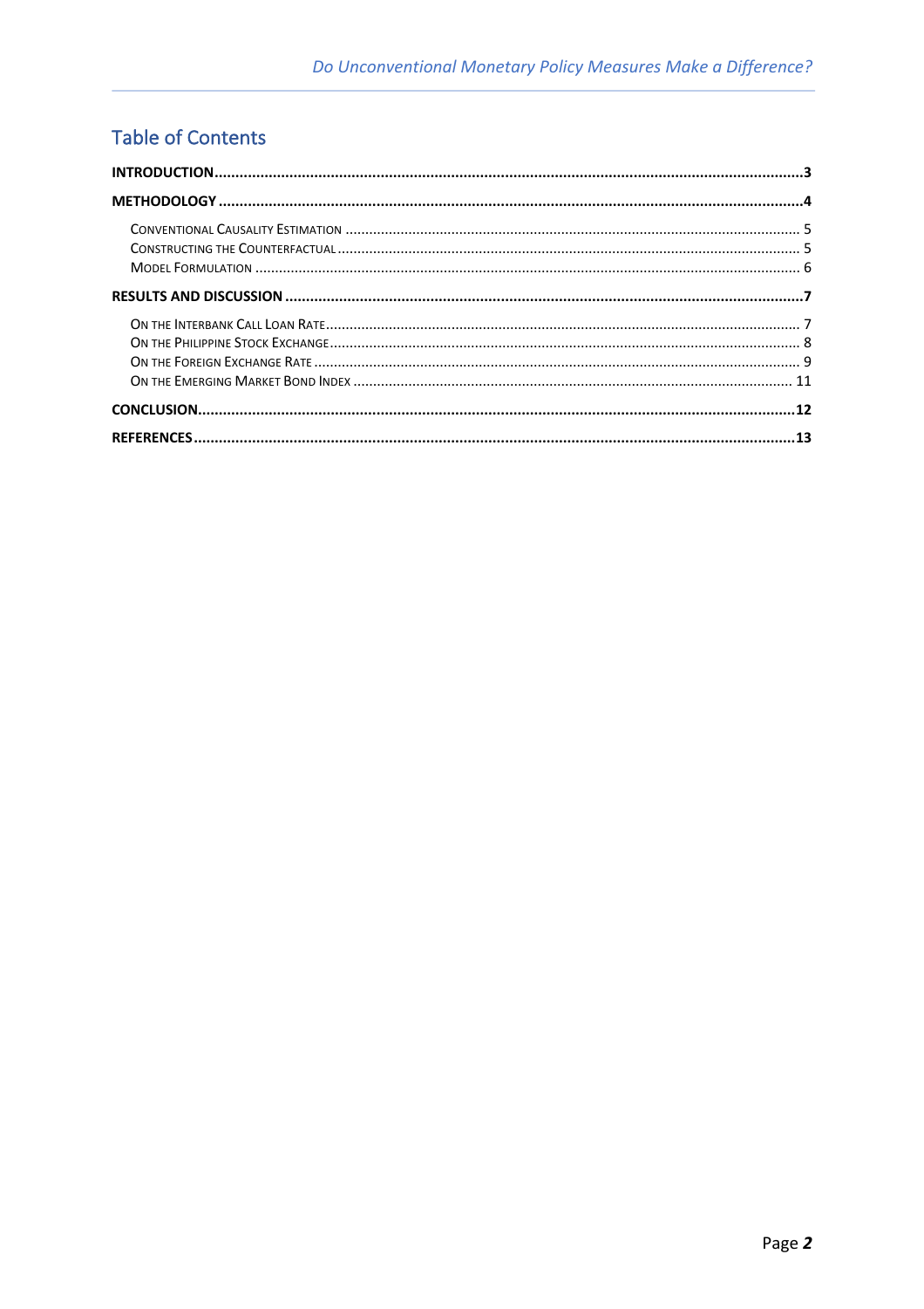## Table of Contents

**INTRODUCTION** ..... **3**

**METHODOLOGY** ..... **4**

- Conventional Causality Estimation ..... 5
- Constructing the Counterfactual ..... 5
- Model Formulation ..... 6

**RESULTS AND DISCUSSION** ..... **7**

- On the Interbank Call Loan Rate ..... 7
- On the Philippine Stock Exchange ..... 8
- On the Foreign Exchange Rate ..... 9
- On the Emerging Market Bond Index ..... 11

**CONCLUSION** ..... **12**

**REFERENCES** ..... **13**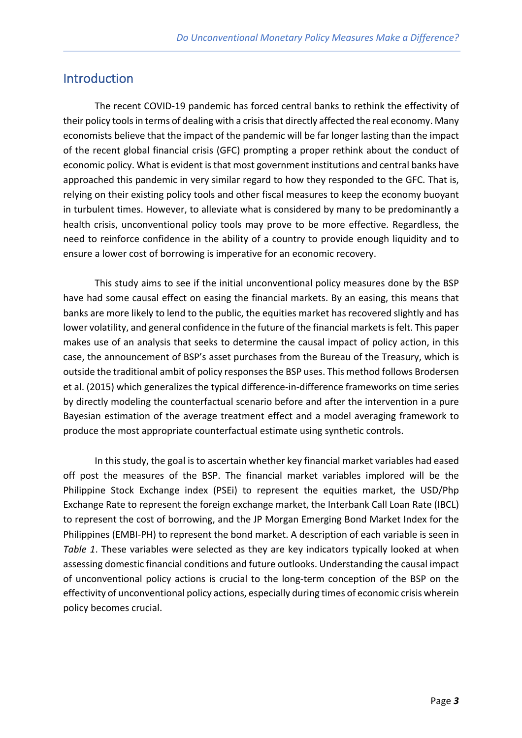## Introduction

The recent COVID-19 pandemic has forced central banks to rethink the effectivity of their policy tools in terms of dealing with a crisis that directly affected the real economy. Many economists believe that the impact of the pandemic will be far longer lasting than the impact of the recent global financial crisis (GFC) prompting a proper rethink about the conduct of economic policy. What is evident is that most government institutions and central banks have approached this pandemic in very similar regard to how they responded to the GFC. That is, relying on their existing policy tools and other fiscal measures to keep the economy buoyant in turbulent times. However, to alleviate what is considered by many to be predominantly a health crisis, unconventional policy tools may prove to be more effective. Regardless, the need to reinforce confidence in the ability of a country to provide enough liquidity and to ensure a lower cost of borrowing is imperative for an economic recovery.

This study aims to see if the initial unconventional policy measures done by the BSP have had some causal effect on easing the financial markets. By an easing, this means that banks are more likely to lend to the public, the equities market has recovered slightly and has lower volatility, and general confidence in the future of the financial markets is felt. This paper makes use of an analysis that seeks to determine the causal impact of policy action, in this case, the announcement of BSP's asset purchases from the Bureau of the Treasury, which is outside the traditional ambit of policy responses the BSP uses. This method follows Brodersen et al. (2015) which generalizes the typical difference-in-difference frameworks on time series by directly modeling the counterfactual scenario before and after the intervention in a pure Bayesian estimation of the average treatment effect and a model averaging framework to produce the most appropriate counterfactual estimate using synthetic controls.

In this study, the goal is to ascertain whether key financial market variables had eased off post the measures of the BSP. The financial market variables implored will be the Philippine Stock Exchange index (PSEi) to represent the equities market, the USD/Php Exchange Rate to represent the foreign exchange market, the Interbank Call Loan Rate (IBCL) to represent the cost of borrowing, and the JP Morgan Emerging Bond Market Index for the Philippines (EMBI-PH) to represent the bond market. A description of each variable is seen in *Table 1*. These variables were selected as they are key indicators typically looked at when assessing domestic financial conditions and future outlooks. Understanding the causal impact of unconventional policy actions is crucial to the long-term conception of the BSP on the effectivity of unconventional policy actions, especially during times of economic crisis wherein policy becomes crucial.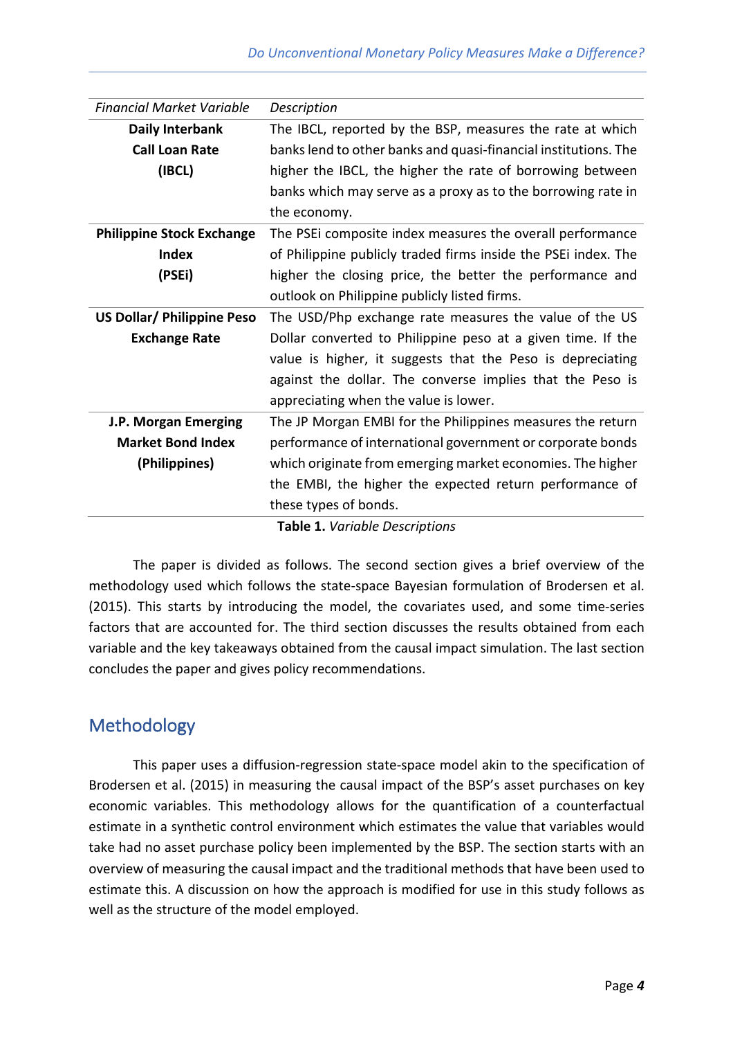| *Financial Market Variable* | *Description* |
|---|---|
| **Daily Interbank Call Loan Rate (IBCL)** | The IBCL, reported by the BSP, measures the rate at which banks lend to other banks and quasi-financial institutions. The higher the IBCL, the higher the rate of borrowing between banks which may serve as a proxy as to the borrowing rate in the economy. |
| **Philippine Stock Exchange Index (PSEi)** | The PSEi composite index measures the overall performance of Philippine publicly traded firms inside the PSEi index. The higher the closing price, the better the performance and outlook on Philippine publicly listed firms. |
| **US Dollar/ Philippine Peso Exchange Rate** | The USD/Php exchange rate measures the value of the US Dollar converted to Philippine peso at a given time. If the value is higher, it suggests that the Peso is depreciating against the dollar. The converse implies that the Peso is appreciating when the value is lower. |
| **J.P. Morgan Emerging Market Bond Index (Philippines)** | The JP Morgan EMBI for the Philippines measures the return performance of international government or corporate bonds which originate from emerging market economies. The higher the EMBI, the higher the expected return performance of these types of bonds. |

**Table 1.** *Variable Descriptions*

The paper is divided as follows. The second section gives a brief overview of the methodology used which follows the state-space Bayesian formulation of Brodersen et al. (2015). This starts by introducing the model, the covariates used, and some time-series factors that are accounted for. The third section discusses the results obtained from each variable and the key takeaways obtained from the causal impact simulation. The last section concludes the paper and gives policy recommendations.

## Methodology

This paper uses a diffusion-regression state-space model akin to the specification of Brodersen et al. (2015) in measuring the causal impact of the BSP's asset purchases on key economic variables. This methodology allows for the quantification of a counterfactual estimate in a synthetic control environment which estimates the value that variables would take had no asset purchase policy been implemented by the BSP. The section starts with an overview of measuring the causal impact and the traditional methods that have been used to estimate this. A discussion on how the approach is modified for use in this study follows as well as the structure of the model employed.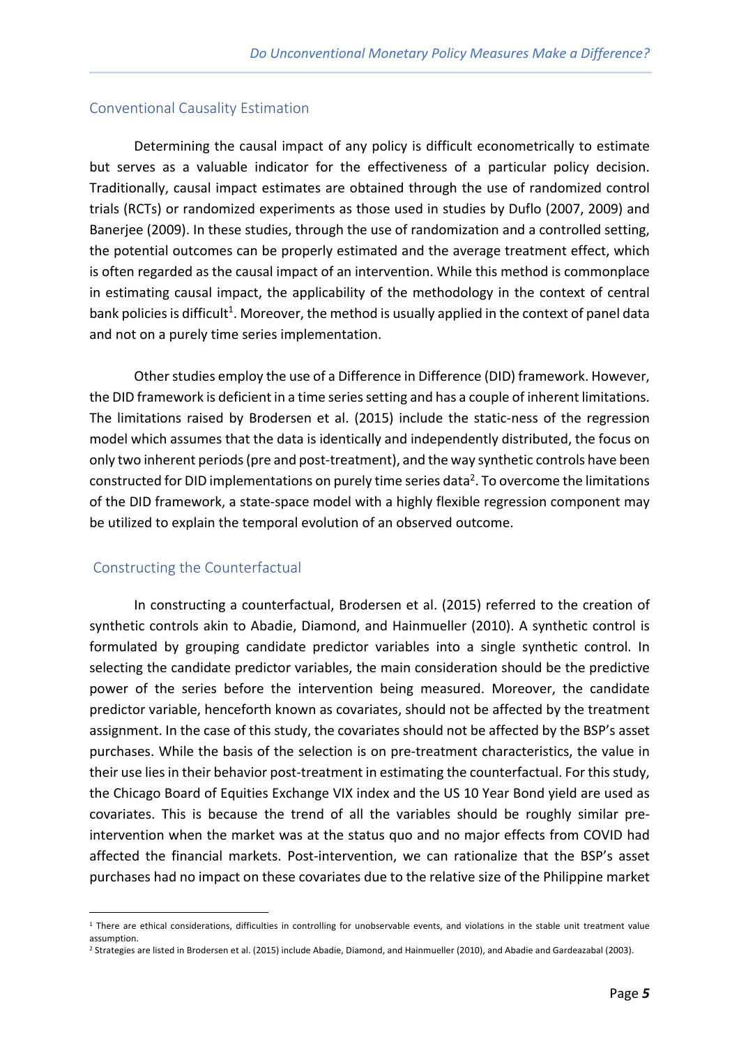## Conventional Causality Estimation

Determining the causal impact of any policy is difficult econometrically to estimate but serves as a valuable indicator for the effectiveness of a particular policy decision. Traditionally, causal impact estimates are obtained through the use of randomized control trials (RCTs) or randomized experiments as those used in studies by Duflo (2007, 2009) and Banerjee (2009). In these studies, through the use of randomization and a controlled setting, the potential outcomes can be properly estimated and the average treatment effect, which is often regarded as the causal impact of an intervention. While this method is commonplace in estimating causal impact, the applicability of the methodology in the context of central bank policies is difficult[1]. Moreover, the method is usually applied in the context of panel data and not on a purely time series implementation.

Other studies employ the use of a Difference in Difference (DID) framework. However, the DID framework is deficient in a time series setting and has a couple of inherent limitations. The limitations raised by Brodersen et al. (2015) include the static-ness of the regression model which assumes that the data is identically and independently distributed, the focus on only two inherent periods (pre and post-treatment), and the way synthetic controls have been constructed for DID implementations on purely time series data[2]. To overcome the limitations of the DID framework, a state-space model with a highly flexible regression component may be utilized to explain the temporal evolution of an observed outcome.

## Constructing the Counterfactual

In constructing a counterfactual, Brodersen et al. (2015) referred to the creation of synthetic controls akin to Abadie, Diamond, and Hainmueller (2010). A synthetic control is formulated by grouping candidate predictor variables into a single synthetic control. In selecting the candidate predictor variables, the main consideration should be the predictive power of the series before the intervention being measured. Moreover, the candidate predictor variable, henceforth known as covariates, should not be affected by the treatment assignment. In the case of this study, the covariates should not be affected by the BSP's asset purchases. While the basis of the selection is on pre-treatment characteristics, the value in their use lies in their behavior post-treatment in estimating the counterfactual. For this study, the Chicago Board of Equities Exchange VIX index and the US 10 Year Bond yield are used as covariates. This is because the trend of all the variables should be roughly similar pre-intervention when the market was at the status quo and no major effects from COVID had affected the financial markets. Post-intervention, we can rationalize that the BSP's asset purchases had no impact on these covariates due to the relative size of the Philippine market

[1] There are ethical considerations, difficulties in controlling for unobservable events, and violations in the stable unit treatment value assumption.

[2] Strategies are listed in Brodersen et al. (2015) include Abadie, Diamond, and Hainmueller (2010), and Abadie and Gardeazabal (2003).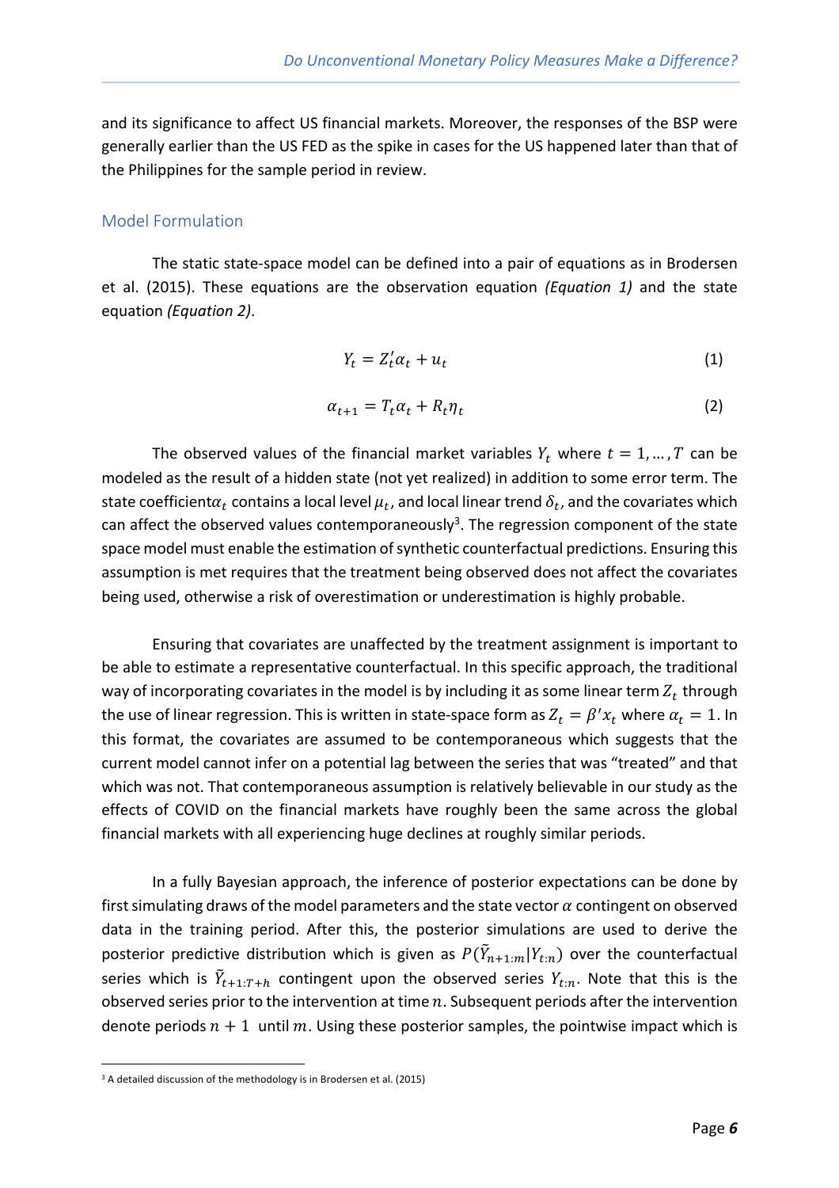and its significance to affect US financial markets. Moreover, the responses of the BSP were generally earlier than the US FED as the spike in cases for the US happened later than that of the Philippines for the sample period in review.

## Model Formulation

The static state-space model can be defined into a pair of equations as in Brodersen et al. (2015). These equations are the observation equation *(Equation 1)* and the state equation *(Equation 2)*.

$$Y_t = Z_t'\alpha_t + u_t \tag{1}$$

$$\alpha_{t+1} = T_t\alpha_t + R_t\eta_t \tag{2}$$

The observed values of the financial market variables $Y_t$ where $t = 1, \dots, T$ can be modeled as the result of a hidden state (not yet realized) in addition to some error term. The state coefficient$\alpha_t$ contains a local level $\mu_t$, and local linear trend $\delta_t$, and the covariates which can affect the observed values contemporaneously[3]. The regression component of the state space model must enable the estimation of synthetic counterfactual predictions. Ensuring this assumption is met requires that the treatment being observed does not affect the covariates being used, otherwise a risk of overestimation or underestimation is highly probable.

Ensuring that covariates are unaffected by the treatment assignment is important to be able to estimate a representative counterfactual. In this specific approach, the traditional way of incorporating covariates in the model is by including it as some linear term $Z_t$ through the use of linear regression. This is written in state-space form as $Z_t = \beta' x_t$ where $\alpha_t = 1$. In this format, the covariates are assumed to be contemporaneous which suggests that the current model cannot infer on a potential lag between the series that was "treated" and that which was not. That contemporaneous assumption is relatively believable in our study as the effects of COVID on the financial markets have roughly been the same across the global financial markets with all experiencing huge declines at roughly similar periods.

In a fully Bayesian approach, the inference of posterior expectations can be done by first simulating draws of the model parameters and the state vector $\alpha$ contingent on observed data in the training period. After this, the posterior simulations are used to derive the posterior predictive distribution which is given as $P(\tilde{Y}_{n+1:m}|Y_{t:n})$ over the counterfactual series which is $\tilde{Y}_{t+1:T+h}$ contingent upon the observed series $Y_{t:n}$. Note that this is the observed series prior to the intervention at time $n$. Subsequent periods after the intervention denote periods $n+1$ until $m$. Using these posterior samples, the pointwise impact which is

[3] A detailed discussion of the methodology is in Brodersen et al. (2015)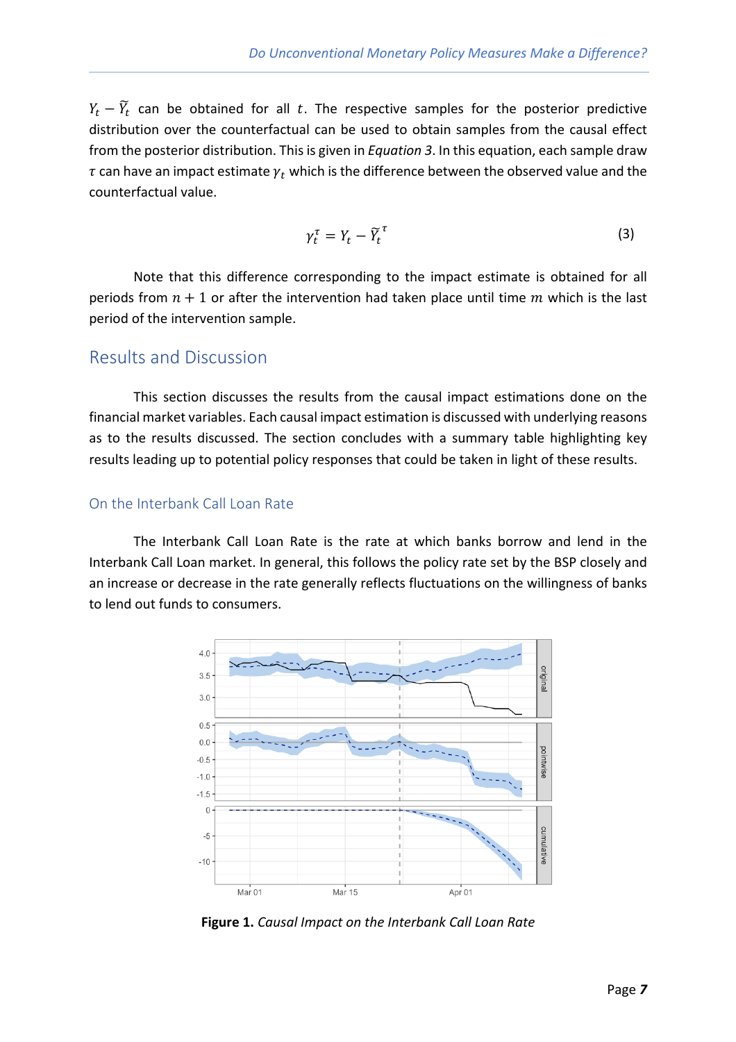$Y_t - \widetilde{Y}_t$ can be obtained for all $t$. The respective samples for the posterior predictive distribution over the counterfactual can be used to obtain samples from the causal effect from the posterior distribution. This is given in *Equation 3*. In this equation, each sample draw $\tau$ can have an impact estimate $\gamma_t$ which is the difference between the observed value and the counterfactual value.

$$\gamma_t^\tau = Y_t - \widetilde{Y}_t^{\,\tau} \tag{3}$$

Note that this difference corresponding to the impact estimate is obtained for all periods from $n+1$ or after the intervention had taken place until time $m$ which is the last period of the intervention sample.

## Results and Discussion

This section discusses the results from the causal impact estimations done on the financial market variables. Each causal impact estimation is discussed with underlying reasons as to the results discussed. The section concludes with a summary table highlighting key results leading up to potential policy responses that could be taken in light of these results.

### On the Interbank Call Loan Rate

The Interbank Call Loan Rate is the rate at which banks borrow and lend in the Interbank Call Loan market. In general, this follows the policy rate set by the BSP closely and an increase or decrease in the rate generally reflects fluctuations on the willingness of banks to lend out funds to consumers.

**Figure 1.** *Causal Impact on the Interbank Call Loan Rate*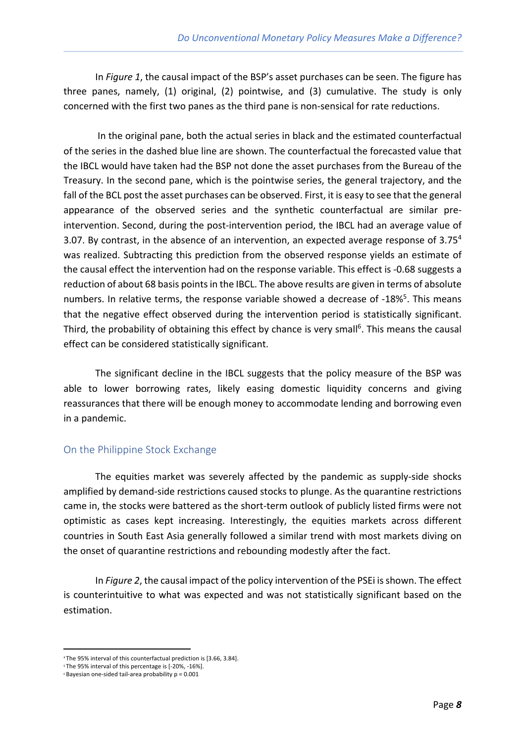In *Figure 1*, the causal impact of the BSP's asset purchases can be seen. The figure has three panes, namely, (1) original, (2) pointwise, and (3) cumulative. The study is only concerned with the first two panes as the third pane is non-sensical for rate reductions.

In the original pane, both the actual series in black and the estimated counterfactual of the series in the dashed blue line are shown. The counterfactual the forecasted value that the IBCL would have taken had the BSP not done the asset purchases from the Bureau of the Treasury. In the second pane, which is the pointwise series, the general trajectory, and the fall of the BCL post the asset purchases can be observed. First, it is easy to see that the general appearance of the observed series and the synthetic counterfactual are similar pre-intervention. Second, during the post-intervention period, the IBCL had an average value of 3.07. By contrast, in the absence of an intervention, an expected average response of 3.75[4] was realized. Subtracting this prediction from the observed response yields an estimate of the causal effect the intervention had on the response variable. This effect is -0.68 suggests a reduction of about 68 basis points in the IBCL. The above results are given in terms of absolute numbers. In relative terms, the response variable showed a decrease of -18%[5]. This means that the negative effect observed during the intervention period is statistically significant. Third, the probability of obtaining this effect by chance is very small[6]. This means the causal effect can be considered statistically significant.

The significant decline in the IBCL suggests that the policy measure of the BSP was able to lower borrowing rates, likely easing domestic liquidity concerns and giving reassurances that there will be enough money to accommodate lending and borrowing even in a pandemic.

## On the Philippine Stock Exchange

The equities market was severely affected by the pandemic as supply-side shocks amplified by demand-side restrictions caused stocks to plunge. As the quarantine restrictions came in, the stocks were battered as the short-term outlook of publicly listed firms were not optimistic as cases kept increasing. Interestingly, the equities markets across different countries in South East Asia generally followed a similar trend with most markets diving on the onset of quarantine restrictions and rebounding modestly after the fact.

In *Figure 2*, the causal impact of the policy intervention of the PSEi is shown. The effect is counterintuitive to what was expected and was not statistically significant based on the estimation.

---

[4] The 95% interval of this counterfactual prediction is [3.66, 3.84].

[5] The 95% interval of this percentage is [-20%, -16%].

[6] Bayesian one-sided tail-area probability $p = 0.001$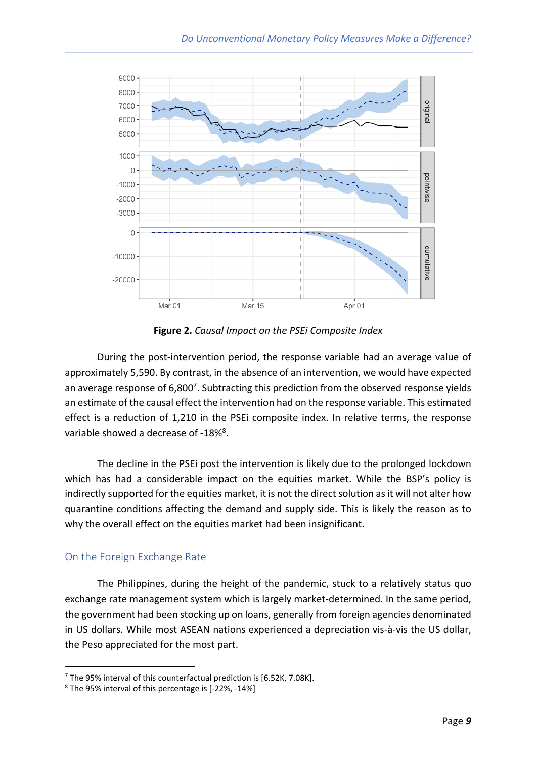**Figure 2.** *Causal Impact on the PSEi Composite Index*

During the post-intervention period, the response variable had an average value of approximately 5,590. By contrast, in the absence of an intervention, we would have expected an average response of 6,800[7]. Subtracting this prediction from the observed response yields an estimate of the causal effect the intervention had on the response variable. This estimated effect is a reduction of 1,210 in the PSEi composite index. In relative terms, the response variable showed a decrease of -18%[8].

The decline in the PSEi post the intervention is likely due to the prolonged lockdown which has had a considerable impact on the equities market. While the BSP's policy is indirectly supported for the equities market, it is not the direct solution as it will not alter how quarantine conditions affecting the demand and supply side. This is likely the reason as to why the overall effect on the equities market had been insignificant.

## On the Foreign Exchange Rate

The Philippines, during the height of the pandemic, stuck to a relatively status quo exchange rate management system which is largely market-determined. In the same period, the government had been stocking up on loans, generally from foreign agencies denominated in US dollars. While most ASEAN nations experienced a depreciation vis-à-vis the US dollar, the Peso appreciated for the most part.

---

[7] The 95% interval of this counterfactual prediction is [6.52K, 7.08K].

[8] The 95% interval of this percentage is [-22%, -14%]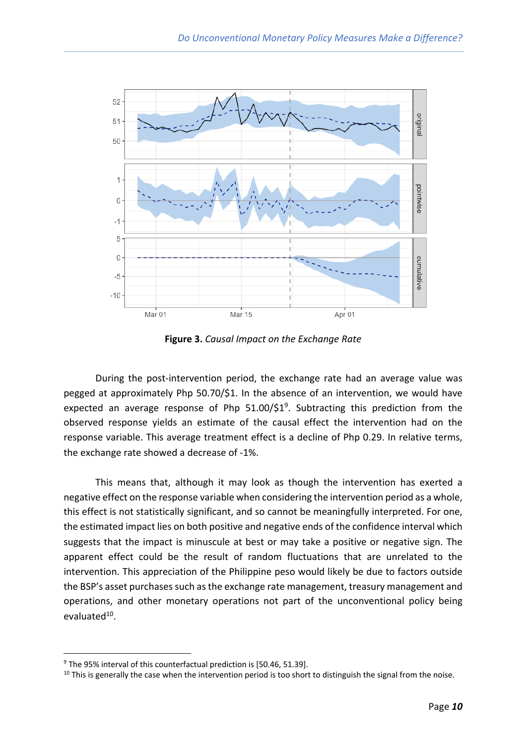**Figure 3.** *Causal Impact on the Exchange Rate*

During the post-intervention period, the exchange rate had an average value was pegged at approximately Php 50.70/$1. In the absence of an intervention, we would have expected an average response of Php 51.00/$1[9]. Subtracting this prediction from the observed response yields an estimate of the causal effect the intervention had on the response variable. This average treatment effect is a decline of Php 0.29. In relative terms, the exchange rate showed a decrease of -1%.

This means that, although it may look as though the intervention has exerted a negative effect on the response variable when considering the intervention period as a whole, this effect is not statistically significant, and so cannot be meaningfully interpreted. For one, the estimated impact lies on both positive and negative ends of the confidence interval which suggests that the impact is minuscule at best or may take a positive or negative sign. The apparent effect could be the result of random fluctuations that are unrelated to the intervention. This appreciation of the Philippine peso would likely be due to factors outside the BSP's asset purchases such as the exchange rate management, treasury management and operations, and other monetary operations not part of the unconventional policy being evaluated[10].

---

[9] The 95% interval of this counterfactual prediction is [50.46, 51.39].

[10] This is generally the case when the intervention period is too short to distinguish the signal from the noise.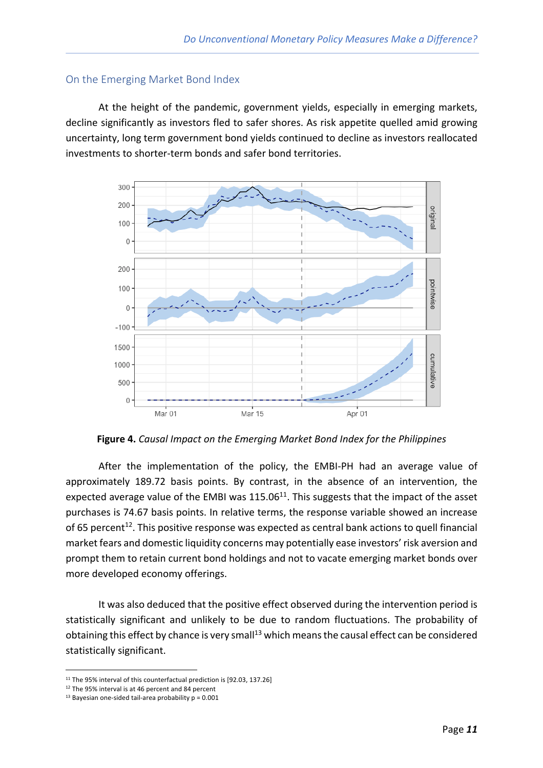## On the Emerging Market Bond Index

At the height of the pandemic, government yields, especially in emerging markets, decline significantly as investors fled to safer shores. As risk appetite quelled amid growing uncertainty, long term government bond yields continued to decline as investors reallocated investments to shorter-term bonds and safer bond territories.

**Figure 4.** *Causal Impact on the Emerging Market Bond Index for the Philippines*

After the implementation of the policy, the EMBI-PH had an average value of approximately 189.72 basis points. By contrast, in the absence of an intervention, the expected average value of the EMBI was 115.06[11]. This suggests that the impact of the asset purchases is 74.67 basis points. In relative terms, the response variable showed an increase of 65 percent[12]. This positive response was expected as central bank actions to quell financial market fears and domestic liquidity concerns may potentially ease investors' risk aversion and prompt them to retain current bond holdings and not to vacate emerging market bonds over more developed economy offerings.

It was also deduced that the positive effect observed during the intervention period is statistically significant and unlikely to be due to random fluctuations. The probability of obtaining this effect by chance is very small[13] which means the causal effect can be considered statistically significant.

---

[11] The 95% interval of this counterfactual prediction is [92.03, 137.26]

[12] The 95% interval is at 46 percent and 84 percent

[13] Bayesian one-sided tail-area probability p = 0.001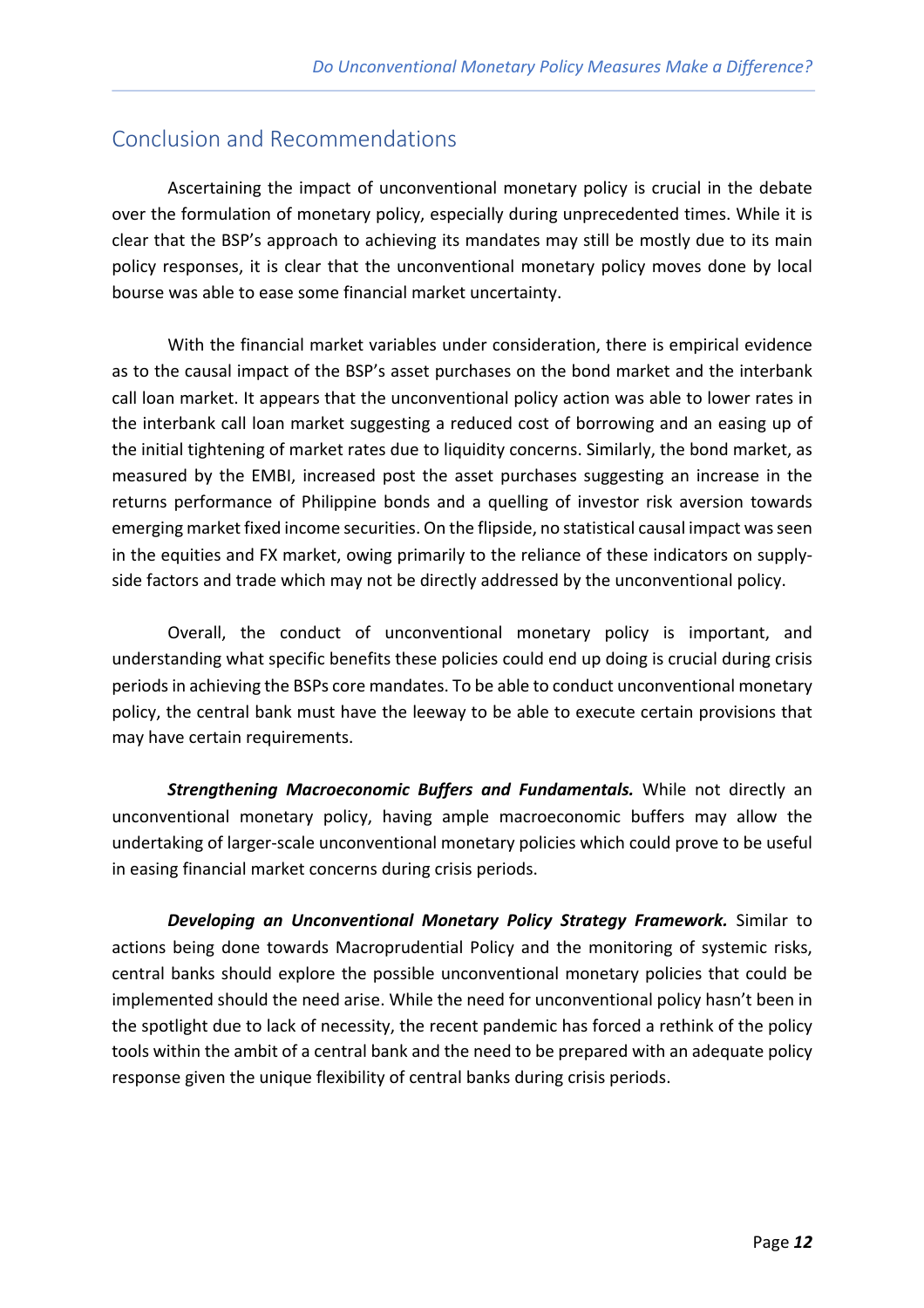## Conclusion and Recommendations

Ascertaining the impact of unconventional monetary policy is crucial in the debate over the formulation of monetary policy, especially during unprecedented times. While it is clear that the BSP's approach to achieving its mandates may still be mostly due to its main policy responses, it is clear that the unconventional monetary policy moves done by local bourse was able to ease some financial market uncertainty.

With the financial market variables under consideration, there is empirical evidence as to the causal impact of the BSP's asset purchases on the bond market and the interbank call loan market. It appears that the unconventional policy action was able to lower rates in the interbank call loan market suggesting a reduced cost of borrowing and an easing up of the initial tightening of market rates due to liquidity concerns. Similarly, the bond market, as measured by the EMBI, increased post the asset purchases suggesting an increase in the returns performance of Philippine bonds and a quelling of investor risk aversion towards emerging market fixed income securities. On the flipside, no statistical causal impact was seen in the equities and FX market, owing primarily to the reliance of these indicators on supply-side factors and trade which may not be directly addressed by the unconventional policy.

Overall, the conduct of unconventional monetary policy is important, and understanding what specific benefits these policies could end up doing is crucial during crisis periods in achieving the BSPs core mandates. To be able to conduct unconventional monetary policy, the central bank must have the leeway to be able to execute certain provisions that may have certain requirements.

***Strengthening Macroeconomic Buffers and Fundamentals.*** While not directly an unconventional monetary policy, having ample macroeconomic buffers may allow the undertaking of larger-scale unconventional monetary policies which could prove to be useful in easing financial market concerns during crisis periods.

***Developing an Unconventional Monetary Policy Strategy Framework.*** Similar to actions being done towards Macroprudential Policy and the monitoring of systemic risks, central banks should explore the possible unconventional monetary policies that could be implemented should the need arise. While the need for unconventional policy hasn't been in the spotlight due to lack of necessity, the recent pandemic has forced a rethink of the policy tools within the ambit of a central bank and the need to be prepared with an adequate policy response given the unique flexibility of central banks during crisis periods.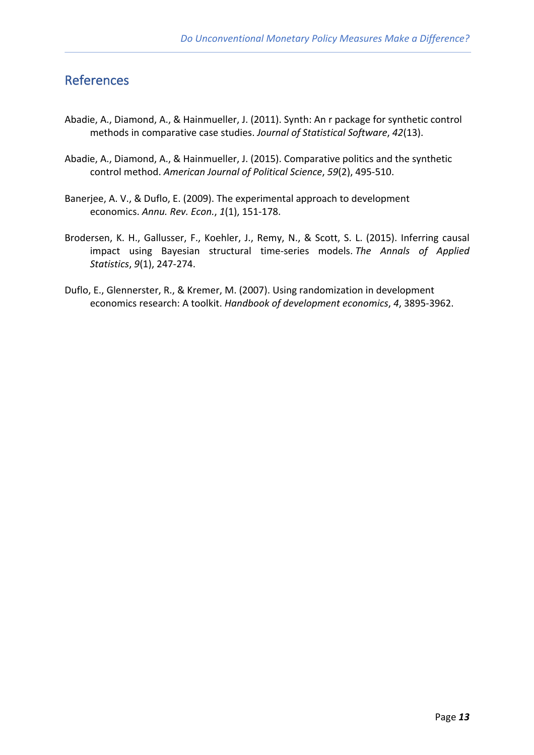## References

Abadie, A., Diamond, A., & Hainmueller, J. (2011). Synth: An r package for synthetic control methods in comparative case studies. *Journal of Statistical Software*, *42*(13).

Abadie, A., Diamond, A., & Hainmueller, J. (2015). Comparative politics and the synthetic control method. *American Journal of Political Science*, *59*(2), 495-510.

Banerjee, A. V., & Duflo, E. (2009). The experimental approach to development economics. *Annu. Rev. Econ.*, *1*(1), 151-178.

Brodersen, K. H., Gallusser, F., Koehler, J., Remy, N., & Scott, S. L. (2015). Inferring causal impact using Bayesian structural time-series models. *The Annals of Applied Statistics*, *9*(1), 247-274.

Duflo, E., Glennerster, R., & Kremer, M. (2007). Using randomization in development economics research: A toolkit. *Handbook of development economics*, *4*, 3895-3962.